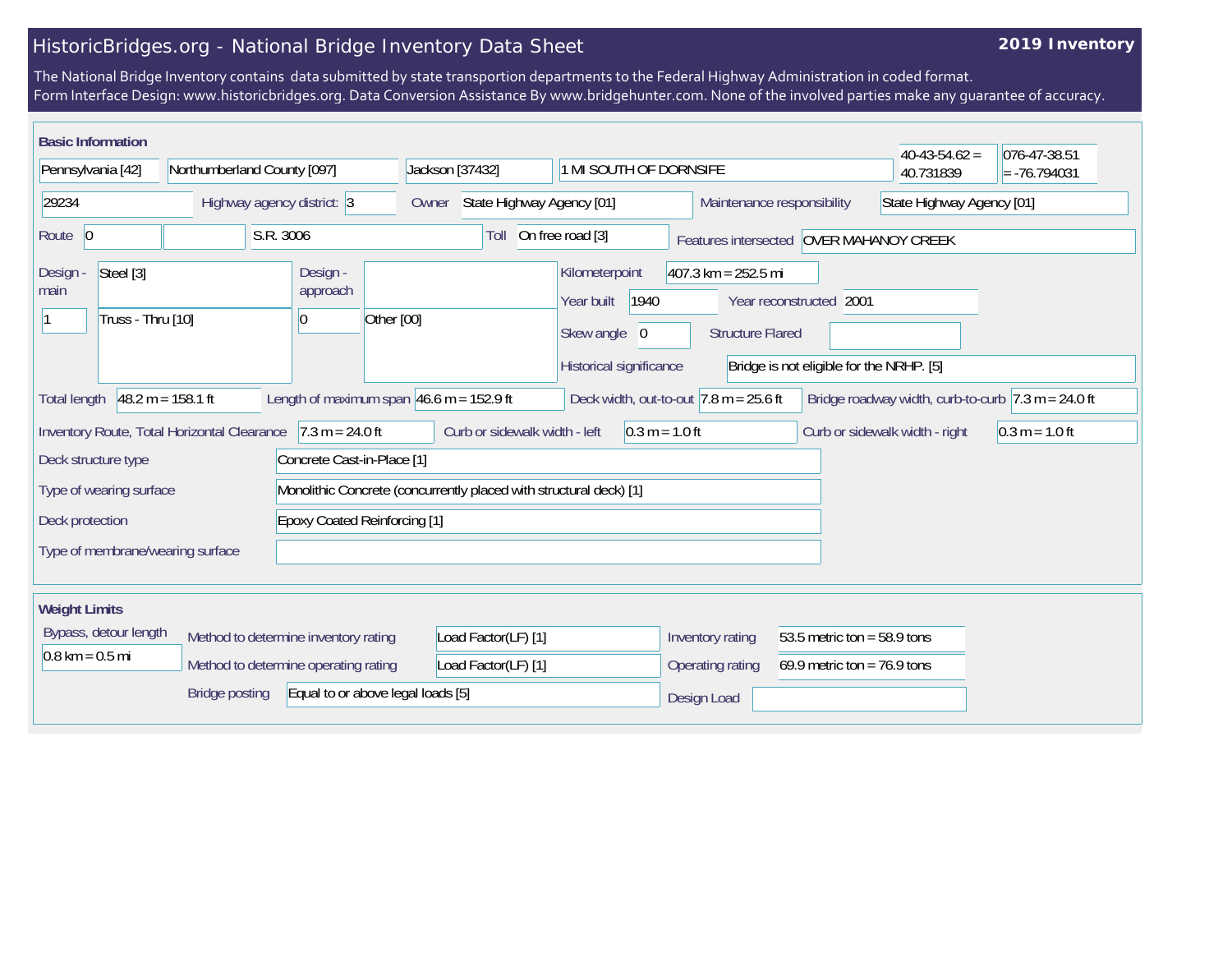# HistoricBridges.org - National Bridge Inventory Data Sheet

**2019 Inventory**

The National Bridge Inventory contains data submitted by state transportion departments to the Federal Highway Administration in coded format.
Form Interface Design: www.historicbridges.org. Data Conversion Assistance By www.bridgehunter.com. None of the involved parties make any guarantee of accuracy.

## Basic Information

| | |
|---|---|
| State | Pennsylvania [42] |
| County | Northumberland County [097] |
| Place | Jackson [37432] |
| Location | 1 MI SOUTH OF DORNSIFE |
| Latitude | 40-43-54.62 = 40.731839 |
| Longitude | 076-47-38.51 = -76.794031 |
| Structure Number | 29234 |
| Highway agency district | 3 |
| Owner | State Highway Agency [01] |
| Maintenance responsibility | State Highway Agency [01] |
| Route | 0 |
| Facility carried | S.R. 3006 |
| Toll | On free road [3] |
| Features intersected | OVER MAHANOY CREEK |
| Design - main | Steel [3] |
| | 1 — Truss - Thru [10] |
| Design - approach | |
| | 0 — Other [00] |
| Kilometerpoint | 407.3 km = 252.5 mi |
| Year built | 1940 |
| Year reconstructed | 2001 |
| Skew angle | 0 |
| Structure Flared | |
| Historical significance | Bridge is not eligible for the NRHP. [5] |
| Total length | 48.2 m = 158.1 ft |
| Length of maximum span | 46.6 m = 152.9 ft |
| Deck width, out-to-out | 7.8 m = 25.6 ft |
| Bridge roadway width, curb-to-curb | 7.3 m = 24.0 ft |
| Inventory Route, Total Horizontal Clearance | 7.3 m = 24.0 ft |
| Curb or sidewalk width - left | 0.3 m = 1.0 ft |
| Curb or sidewalk width - right | 0.3 m = 1.0 ft |
| Deck structure type | Concrete Cast-in-Place [1] |
| Type of wearing surface | Monolithic Concrete (concurrently placed with structural deck) [1] |
| Deck protection | Epoxy Coated Reinforcing [1] |
| Type of membrane/wearing surface | |

## Weight Limits

| | |
|---|---|
| Bypass, detour length | 0.8 km = 0.5 mi |
| Method to determine inventory rating | Load Factor(LF) [1] |
| Method to determine operating rating | Load Factor(LF) [1] |
| Bridge posting | Equal to or above legal loads [5] |
| Inventory rating | 53.5 metric ton = 58.9 tons |
| Operating rating | 69.9 metric ton = 76.9 tons |
| Design Load | |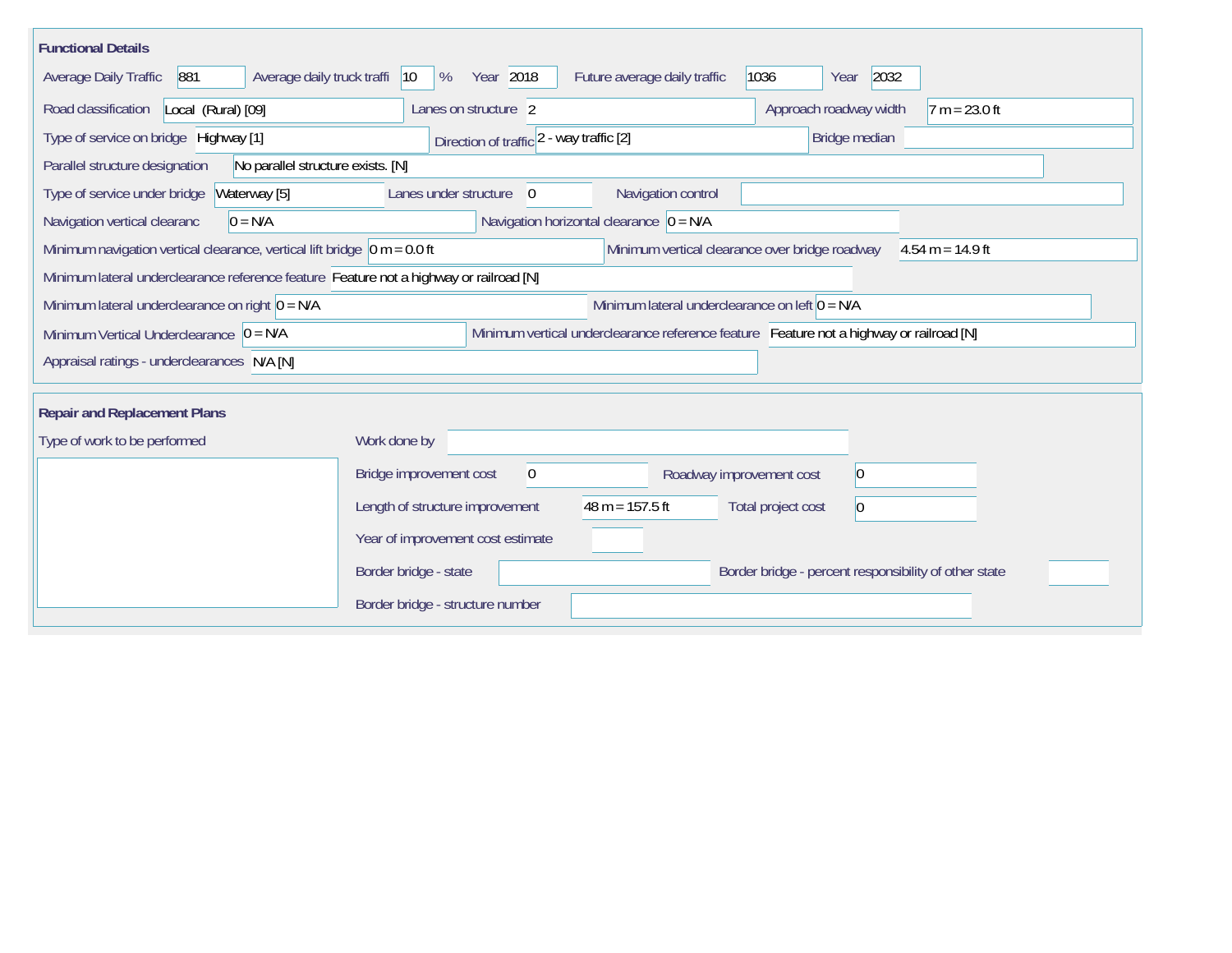## Functional Details

| Field | Value |
|---|---|
| Average Daily Traffic | 881 |
| Average daily truck traffi | 10 % |
| Year | 2018 |
| Future average daily traffic | 1036 |
| Year | 2032 |
| Road classification | Local (Rural) [09] |
| Lanes on structure | 2 |
| Approach roadway width | 7 m = 23.0 ft |
| Type of service on bridge | Highway [1] |
| Direction of traffic | 2 - way traffic [2] |
| Bridge median | |
| Parallel structure designation | No parallel structure exists. [N] |
| Type of service under bridge | Waterway [5] |
| Lanes under structure | 0 |
| Navigation control | |
| Navigation vertical clearanc | 0 = N/A |
| Navigation horizontal clearance | 0 = N/A |
| Minimum navigation vertical clearance, vertical lift bridge | 0 m = 0.0 ft |
| Minimum vertical clearance over bridge roadway | 4.54 m = 14.9 ft |
| Minimum lateral underclearance reference feature | Feature not a highway or railroad [N] |
| Minimum lateral underclearance on right | 0 = N/A |
| Minimum lateral underclearance on left | 0 = N/A |
| Minimum Vertical Underclearance | 0 = N/A |
| Minimum vertical underclearance reference feature | Feature not a highway or railroad [N] |
| Appraisal ratings - underclearances | N/A [N] |

## Repair and Replacement Plans

| Field | Value |
|---|---|
| Type of work to be performed | |
| Work done by | |
| Bridge improvement cost | 0 |
| Roadway improvement cost | 0 |
| Length of structure improvement | 48 m = 157.5 ft |
| Total project cost | 0 |
| Year of improvement cost estimate | |
| Border bridge - state | |
| Border bridge - percent responsibility of other state | |
| Border bridge - structure number | |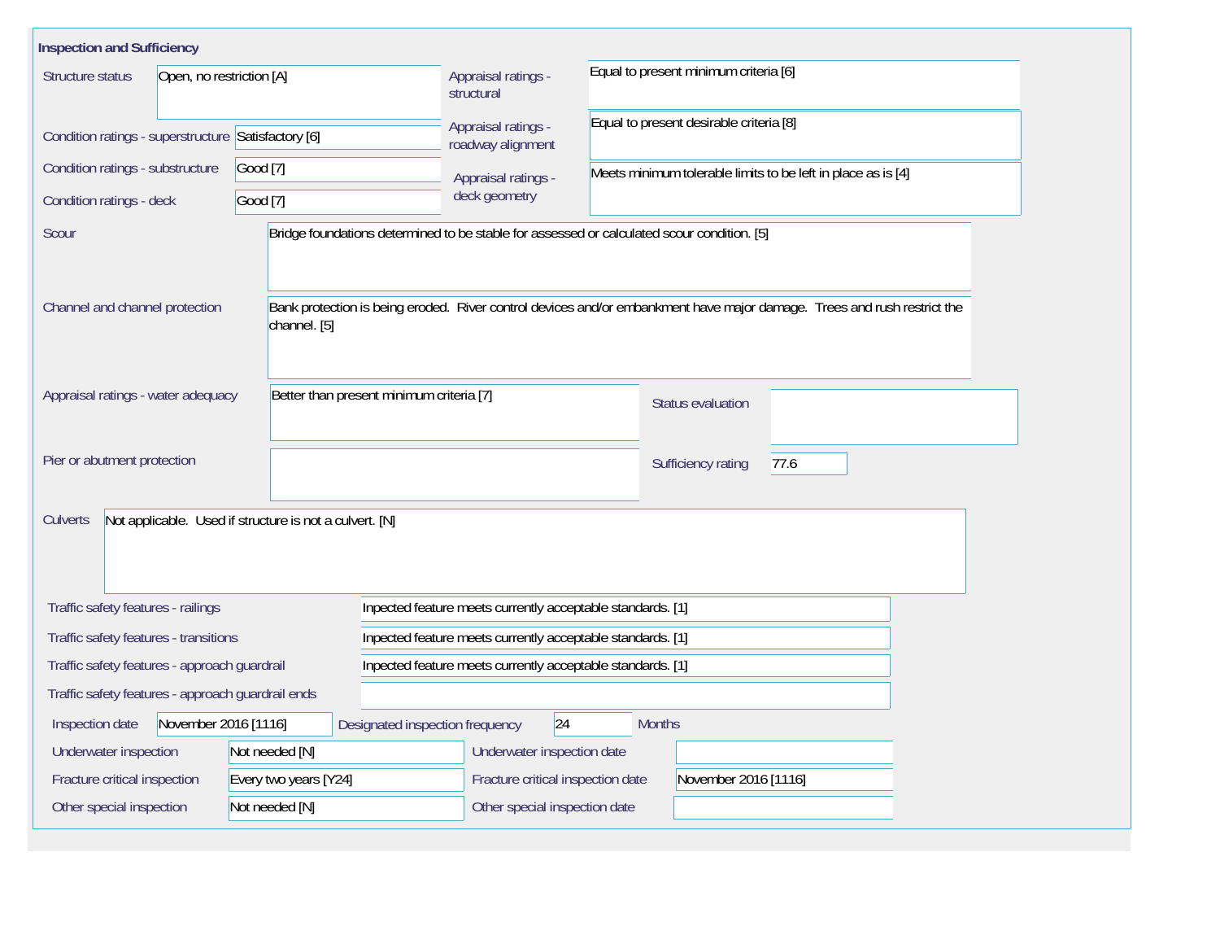## Inspection and Sufficiency

| Field | Value |
|---|---|
| Structure status | Open, no restriction [A] |
| Condition ratings - superstructure | Satisfactory [6] |
| Condition ratings - substructure | Good [7] |
| Condition ratings - deck | Good [7] |
| Appraisal ratings - structural | Equal to present minimum criteria [6] |
| Appraisal ratings - roadway alignment | Equal to present desirable criteria [8] |
| Appraisal ratings - deck geometry | Meets minimum tolerable limits to be left in place as is [4] |
| Scour | Bridge foundations determined to be stable for assessed or calculated scour condition. [5] |
| Channel and channel protection | Bank protection is being eroded. River control devices and/or embankment have major damage. Trees and rush restrict the channel. [5] |
| Appraisal ratings - water adequacy | Better than present minimum criteria [7] |
| Status evaluation | |
| Pier or abutment protection | |
| Sufficiency rating | 77.6 |
| Culverts | Not applicable. Used if structure is not a culvert. [N] |
| Traffic safety features - railings | Inpected feature meets currently acceptable standards. [1] |
| Traffic safety features - transitions | Inpected feature meets currently acceptable standards. [1] |
| Traffic safety features - approach guardrail | Inpected feature meets currently acceptable standards. [1] |
| Traffic safety features - approach guardrail ends | |

| | | | |
|---|---|---|---|
| Inspection date | November 2016 [1116] | Designated inspection frequency | 24 Months |
| Underwater inspection | Not needed [N] | Underwater inspection date | |
| Fracture critical inspection | Every two years [Y24] | Fracture critical inspection date | November 2016 [1116] |
| Other special inspection | Not needed [N] | Other special inspection date | |